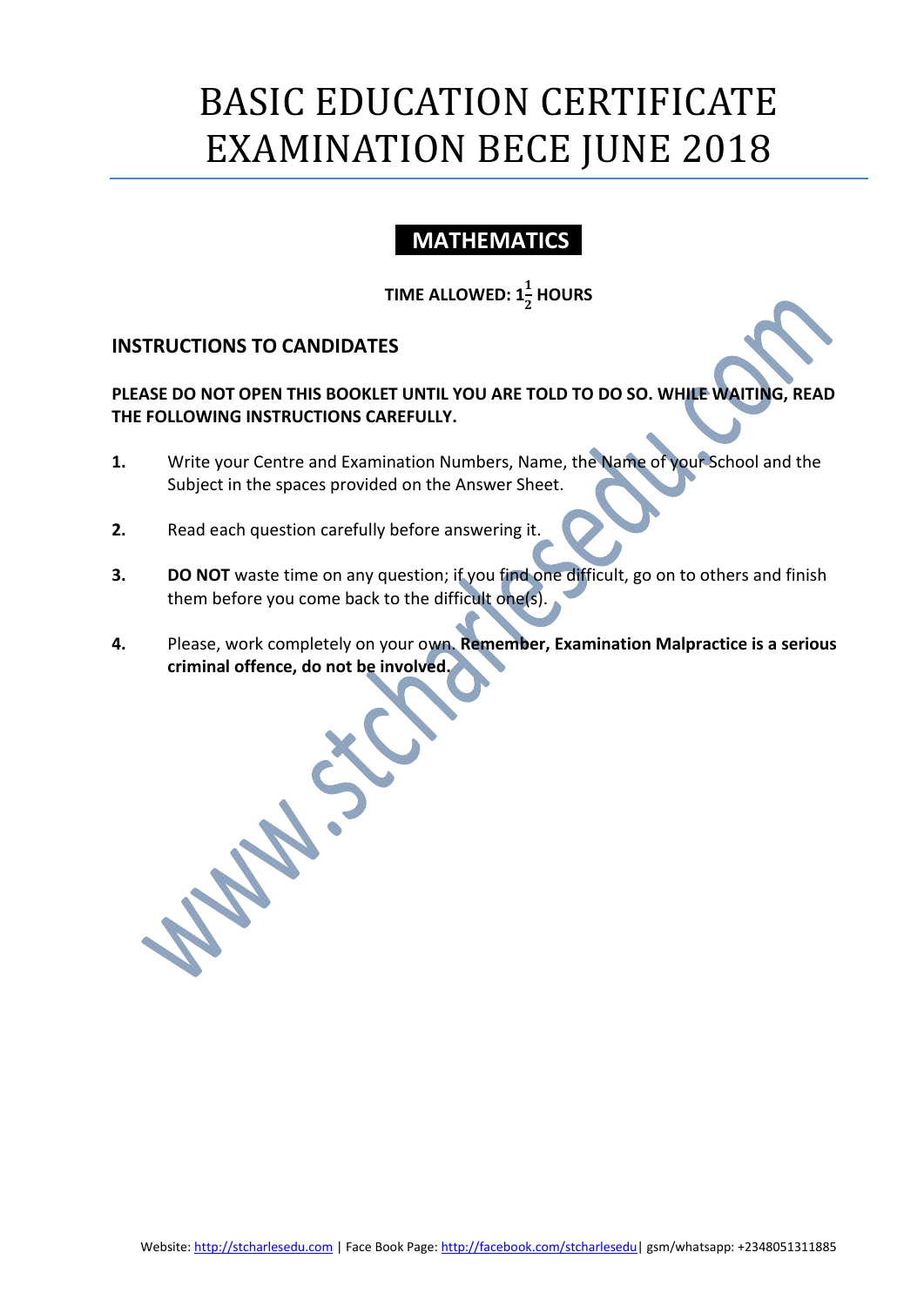# BASIC EDUCATION CERTIFICATE EXAMINATION BECE JUNE 2018

## MATHEMATICS

**TIME ALLOWED: $1\frac{1}{2}$ HOURS**

### INSTRUCTIONS TO CANDIDATES

**PLEASE DO NOT OPEN THIS BOOKLET UNTIL YOU ARE TOLD TO DO SO. WHILE WAITING, READ THE FOLLOWING INSTRUCTIONS CAREFULLY.**

1. Write your Centre and Examination Numbers, Name, the Name of your School and the Subject in the spaces provided on the Answer Sheet.

2. Read each question carefully before answering it.

3. **DO NOT** waste time on any question; if you find one difficult, go on to others and finish them before you come back to the difficult one(s).

4. Please, work completely on your own. **Remember, Examination Malpractice is a serious criminal offence, do not be involved.**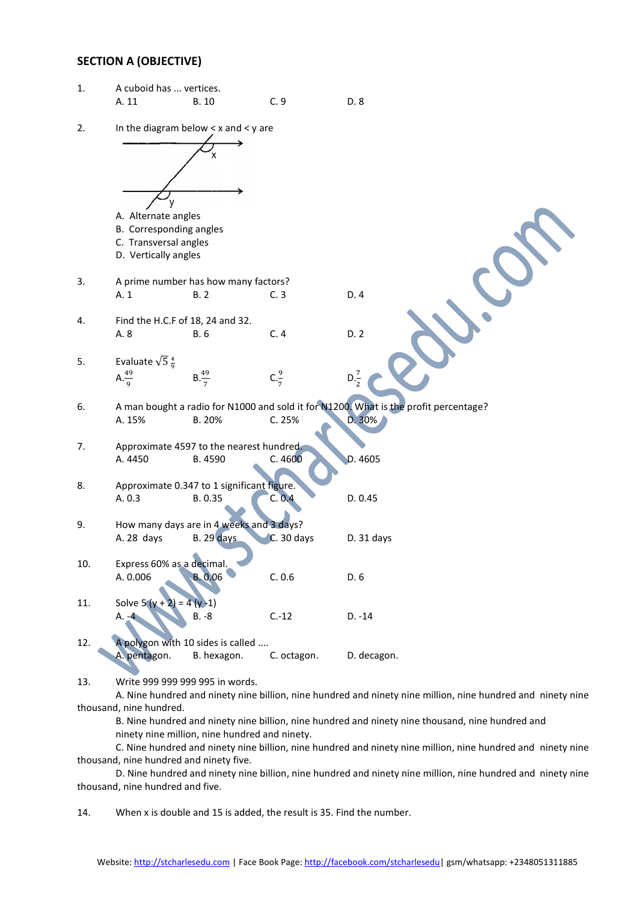## SECTION A (OBJECTIVE)

1. A cuboid has ... vertices.
   A. 11 B. 10 C. 9 D. 8

2. In the diagram below < x and < y are

   A. Alternate angles
   B. Corresponding angles
   C. Transversal angles
   D. Vertically angles

3. A prime number has how many factors?
   A. 1 B. 2 C. 3 D. 4

4. Find the H.C.F of 18, 24 and 32.
   A. 8 B. 6 C. 4 D. 2

5. Evaluate $\sqrt{5\frac{4}{9}}$
   A. $\frac{49}{9}$ B. $\frac{49}{7}$ C. $\frac{9}{7}$ D. $\frac{7}{2}$

6. A man bought a radio for N1000 and sold it for N1200. What is the profit percentage?
   A. 15% B. 20% C. 25% D. 30%

7. Approximate 4597 to the nearest hundred.
   A. 4450 B. 4590 C. 4600 D. 4605

8. Approximate 0.347 to 1 significant figure.
   A. 0.3 B. 0.35 C. 0.4 D. 0.45

9. How many days are in 4 weeks and 3 days?
   A. 28 days B. 29 days C. 30 days D. 31 days

10. Express 60% as a decimal.
    A. 0.006 B. 0.06 C. 0.6 D. 6

11. Solve 5 (y + 2) = 4 (y -1)
    A. -4 B. -8 C. -12 D. -14

12. A polygon with 10 sides is called ....
    A. pentagon. B. hexagon. C. octagon. D. decagon.

13. Write 999 999 999 995 in words.
    A. Nine hundred and ninety nine billion, nine hundred and ninety nine million, nine hundred and ninety nine thousand, nine hundred.
    B. Nine hundred and ninety nine billion, nine hundred and ninety nine thousand, nine hundred and ninety nine million, nine hundred and ninety.
    C. Nine hundred and ninety nine billion, nine hundred and ninety nine million, nine hundred and ninety nine thousand, nine hundred and ninety five.
    D. Nine hundred and ninety nine billion, nine hundred and ninety nine million, nine hundred and ninety nine thousand, nine hundred and five.

14. When x is double and 15 is added, the result is 35. Find the number.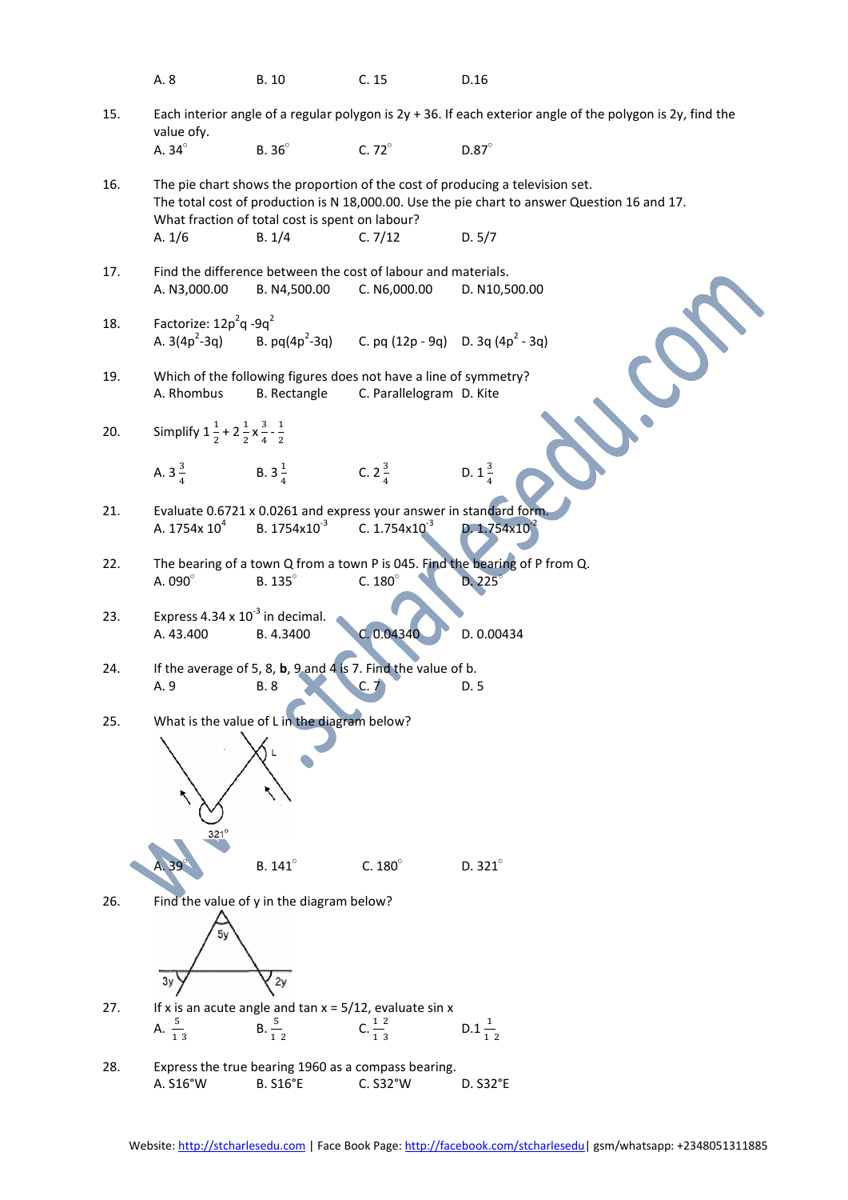A. 8 B. 10 C. 15 D.16

15. Each interior angle of a regular polygon is 2y + 36. If each exterior angle of the polygon is 2y, find the value ofy.
A. $34^\circ$ B. $36^\circ$ C. $72^\circ$ D. $87^\circ$

16. The pie chart shows the proportion of the cost of producing a television set.
The total cost of production is N 18,000.00. Use the pie chart to answer Question 16 and 17.
What fraction of total cost is spent on labour?
A. 1/6 B. 1/4 C. 7/12 D. 5/7

17. Find the difference between the cost of labour and materials.
A. N3,000.00 B. N4,500.00 C. N6,000.00 D. N10,500.00

18. Factorize: $12p^2q - 9q^2$
A. $3(4p^2-3q)$ B. $pq(4p^2-3q)$ C. $pq(12p - 9q)$ D. $3q(4p^2 - 3q)$

19. Which of the following figures does not have a line of symmetry?
A. Rhombus B. Rectangle C. Parallelogram D. Kite

20. Simplify $1\frac{1}{2} + 2\frac{1}{2} \times \frac{3}{4} - \frac{1}{2}$
A. $3\frac{3}{4}$ B. $3\frac{1}{4}$ C. $2\frac{3}{4}$ D. $1\frac{3}{4}$

21. Evaluate 0.6721 x 0.0261 and express your answer in standard form.
A. $1754 \times 10^4$ B. $1754 \times 10^{-3}$ C. $1.754 \times 10^{-3}$ D. $1.754 \times 10^{-2}$

22. The bearing of a town Q from a town P is 045. Find the bearing of P from Q.
A. $090^\circ$ B. $135^\circ$ C. $180^\circ$ D. $225^\circ$

23. Express $4.34 \times 10^{-3}$ in decimal.
A. 43.400 B. 4.3400 C. 0.04340 D. 0.00434

24. If the average of 5, 8, **b**, 9 and 4 is 7. Find the value of b.
A. 9 B. 8 C. 7 D. 5

25. What is the value of L in the diagram below?

L

$321^\circ$

A. $39^\circ$ B. $141^\circ$ C. $180^\circ$ D. $321^\circ$

26. Find the value of y in the diagram below?

5y

3y 2y

27. If x is an acute angle and tan x = 5/12, evaluate sin x
A. $\frac{5}{13}$ B. $\frac{5}{12}$ C. $\frac{12}{13}$ D. $1\frac{1}{12}$

28. Express the true bearing 1960 as a compass bearing.
A. S16°W B. S16°E C. S32°W D. S32°E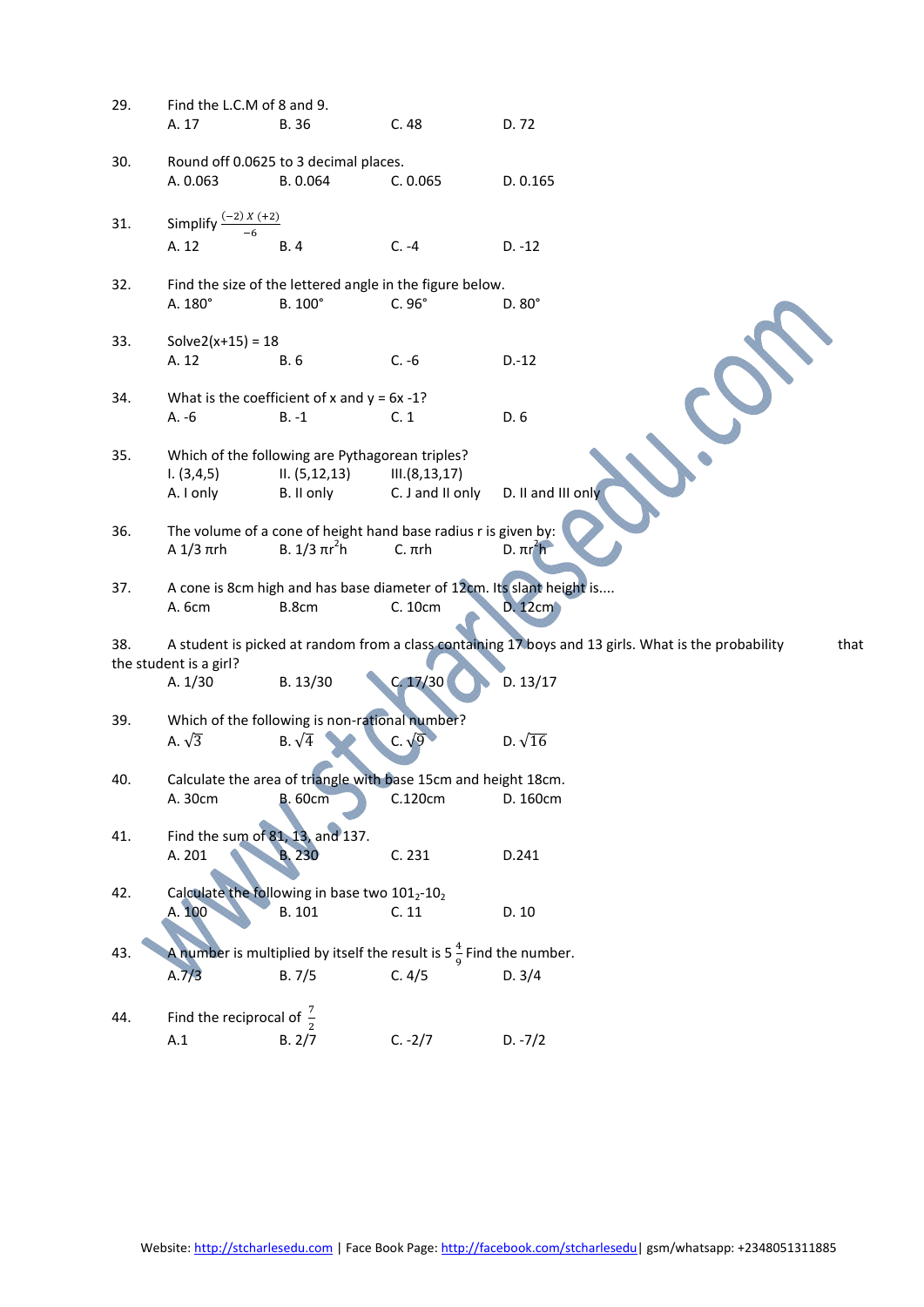29. Find the L.C.M of 8 and 9.
A. 17 B. 36 C. 48 D. 72

30. Round off 0.0625 to 3 decimal places.
A. 0.063 B. 0.064 C. 0.065 D. 0.165

31. Simplify $\frac{(-2)\ X\ (+2)}{-6}$
A. 12 B. 4 C. -4 D. -12

32. Find the size of the lettered angle in the figure below.
A. 180° B. 100° C. 96° D. 80°

33. Solve2(x+15) = 18
A. 12 B. 6 C. -6 D.-12

34. What is the coefficient of x and y = 6x -1?
A. -6 B. -1 C. 1 D. 6

35. Which of the following are Pythagorean triples?
I. (3,4,5) II. (5,12,13) III.(8,13,17)
A. I only B. II only C. J and II only D. II and III only

36. The volume of a cone of height hand base radius r is given by:
A 1/3 πrh B. 1/3 $\pi r^2 h$ C. πrh D. $\pi r^2 h$

37. A cone is 8cm high and has base diameter of 12cm. Its slant height is....
A. 6cm B.8cm C. 10cm D. 12cm

38. A student is picked at random from a class containing 17 boys and 13 girls. What is the probability that the student is a girl?
A. 1/30 B. 13/30 C. 17/30 D. 13/17

39. Which of the following is non-rational number?
A. $\sqrt{3}$ B. $\sqrt{4}$ C. $\sqrt{9}$ D. $\sqrt{16}$

40. Calculate the area of triangle with base 15cm and height 18cm.
A. 30cm B. 60cm C.120cm D. 160cm

41. Find the sum of 81, 13, and 137.
A. 201 B. 230 C. 231 D.241

42. Calculate the following in base two $101_2$-$10_2$
A. 100 B. 101 C. 11 D. 10

43. A number is multiplied by itself the result is $5\frac{4}{9}$ Find the number.
A.7/3 B. 7/5 C. 4/5 D. 3/4

44. Find the reciprocal of $\frac{7}{2}$
A.1 B. 2/7 C. -2/7 D. -7/2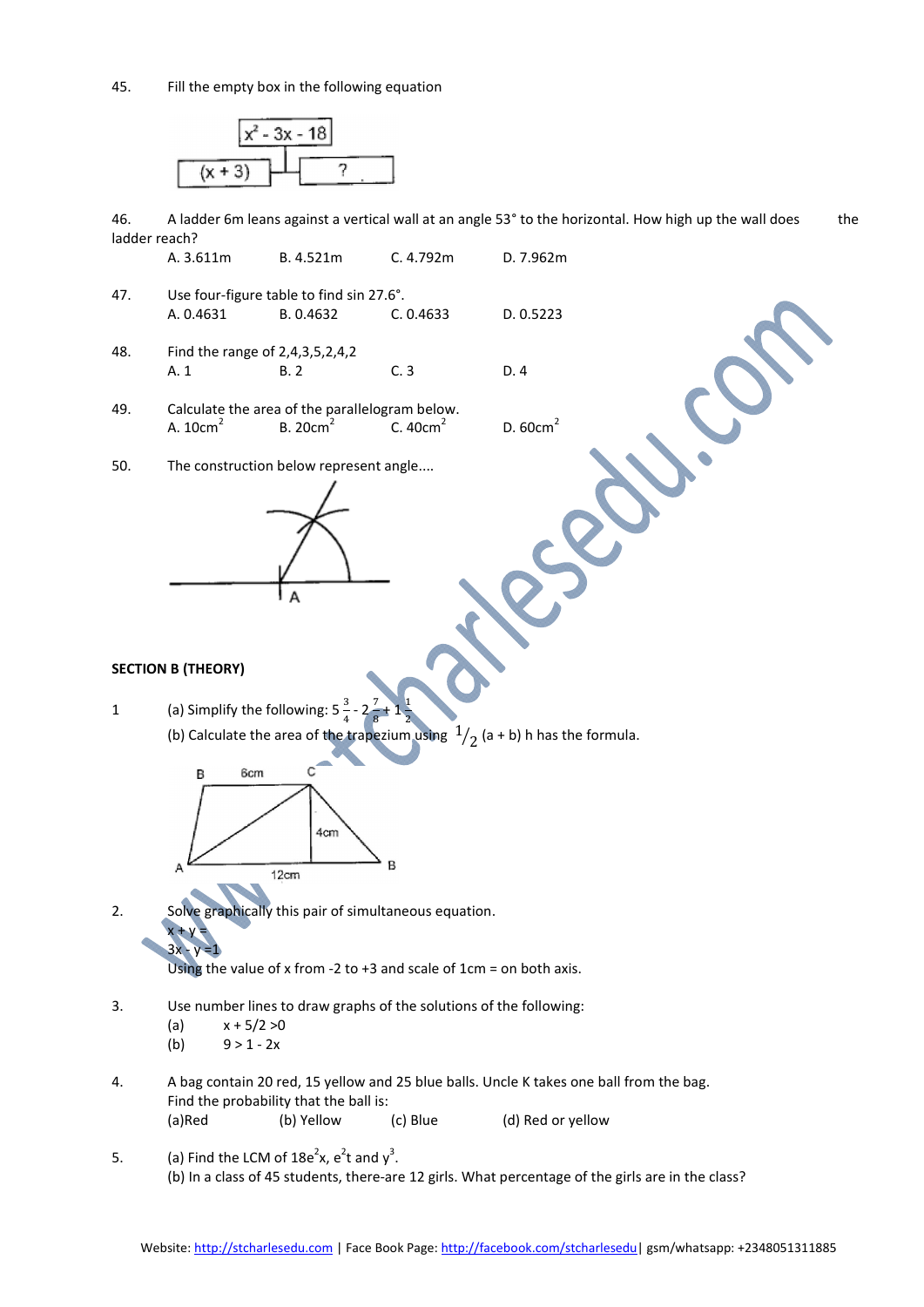45. Fill the empty box in the following equation

$x^2 - 3x - 18$

(x + 3) | ?

46. A ladder 6m leans against a vertical wall at an angle 53° to the horizontal. How high up the wall does the ladder reach?

A. 3.611m B. 4.521m C. 4.792m D. 7.962m

47. Use four-figure table to find sin 27.6°.

A. 0.4631 B. 0.4632 C. 0.4633 D. 0.5223

48. Find the range of 2,4,3,5,2,4,2

A. 1 B. 2 C. 3 D. 4

49. Calculate the area of the parallelogram below.

A. $10cm^2$ B. $20cm^2$ C. $40cm^2$ D. $60cm^2$

50. The construction below represent angle....

A

## SECTION B (THEORY)

1 (a) Simplify the following: $5\frac{3}{4} - 2\frac{7}{8} + 1\frac{1}{2}$

(b) Calculate the area of the trapezium using $^1/_2$ (a + b) h has the formula.

B 6cm C, 4cm, A 12cm B

2. Solve graphically this pair of simultaneous equation.

x + y =

3x - y =1

Using the value of x from -2 to +3 and scale of 1cm = on both axis.

3. Use number lines to draw graphs of the solutions of the following:

(a) $x + 5/2 > 0$

(b) $9 > 1 - 2x$

4. A bag contain 20 red, 15 yellow and 25 blue balls. Uncle K takes one ball from the bag. Find the probability that the ball is:

(a) Red (b) Yellow (c) Blue (d) Red or yellow

5. (a) Find the LCM of $18e^2x$, $e^2t$ and $y^3$.

(b) In a class of 45 students, there-are 12 girls. What percentage of the girls are in the class?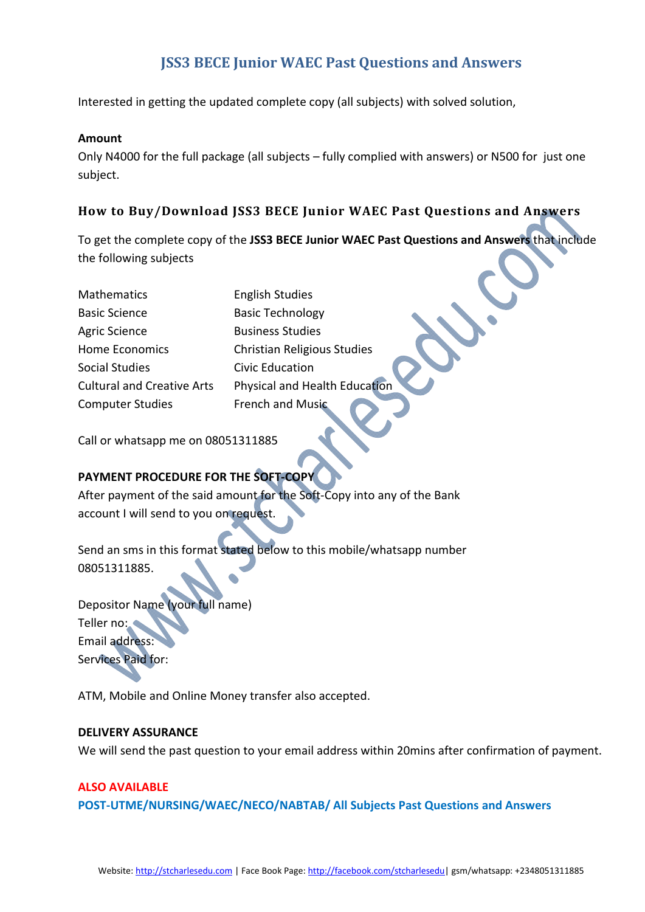# JSS3 BECE Junior WAEC Past Questions and Answers

Interested in getting the updated complete copy (all subjects) with solved solution,

**Amount**
Only N4000 for the full package (all subjects – fully complied with answers) or N500 for just one subject.

## How to Buy/Download JSS3 BECE Junior WAEC Past Questions and Answers

To get the complete copy of the **JSS3 BECE Junior WAEC Past Questions and Answers** that include the following subjects

| | |
|---|---|
| Mathematics | English Studies |
| Basic Science | Basic Technology |
| Agric Science | Business Studies |
| Home Economics | Christian Religious Studies |
| Social Studies | Civic Education |
| Cultural and Creative Arts | Physical and Health Education |
| Computer Studies | French and Music |

Call or whatsapp me on 08051311885

**PAYMENT PROCEDURE FOR THE SOFT-COPY**
After payment of the said amount for the Soft-Copy into any of the Bank account I will send to you on request.

Send an sms in this format stated below to this mobile/whatsapp number 08051311885.

Depositor Name (your full name)
Teller no:
Email address:
Services Paid for:

ATM, Mobile and Online Money transfer also accepted.

**DELIVERY ASSURANCE**
We will send the past question to your email address within 20mins after confirmation of payment.

**ALSO AVAILABLE**
**POST-UTME/NURSING/WAEC/NECO/NABTAB/ All Subjects Past Questions and Answers**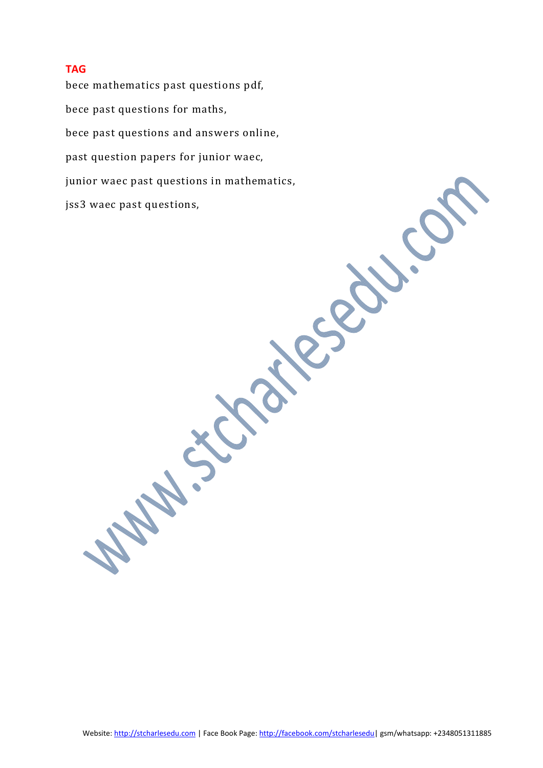**TAG**

bece mathematics past questions pdf,

bece past questions for maths,

bece past questions and answers online,

past question papers for junior waec,

junior waec past questions in mathematics,

jss3 waec past questions,